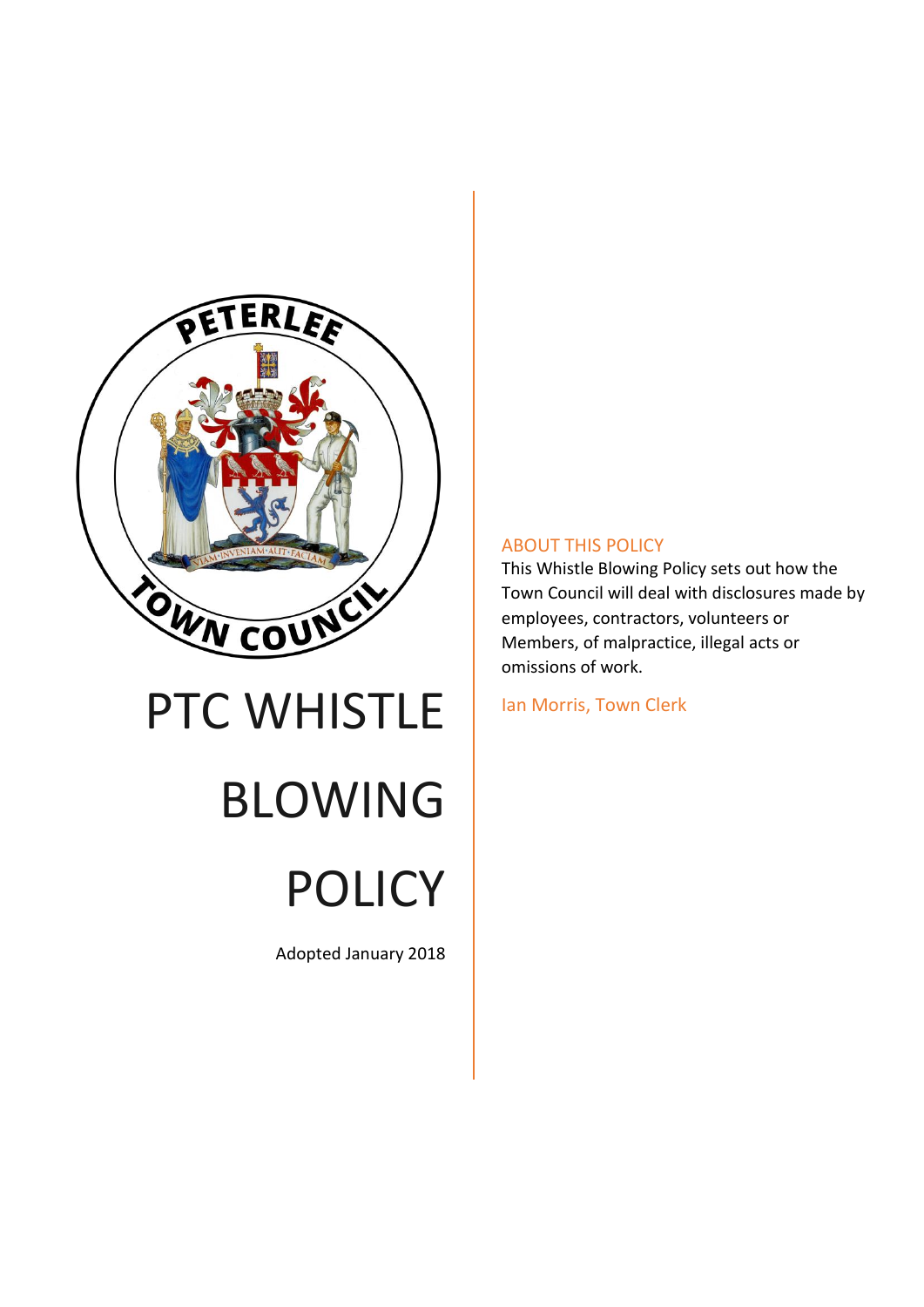# PTC WHISTLE BLOWING POLICY

Adopted January 2018

## ABOUT THIS POLICY

This Whistle Blowing Policy sets out how the Town Council will deal with disclosures made by employees, contractors, volunteers or Members, of malpractice, illegal acts or omissions of work.

Ian Morris, Town Clerk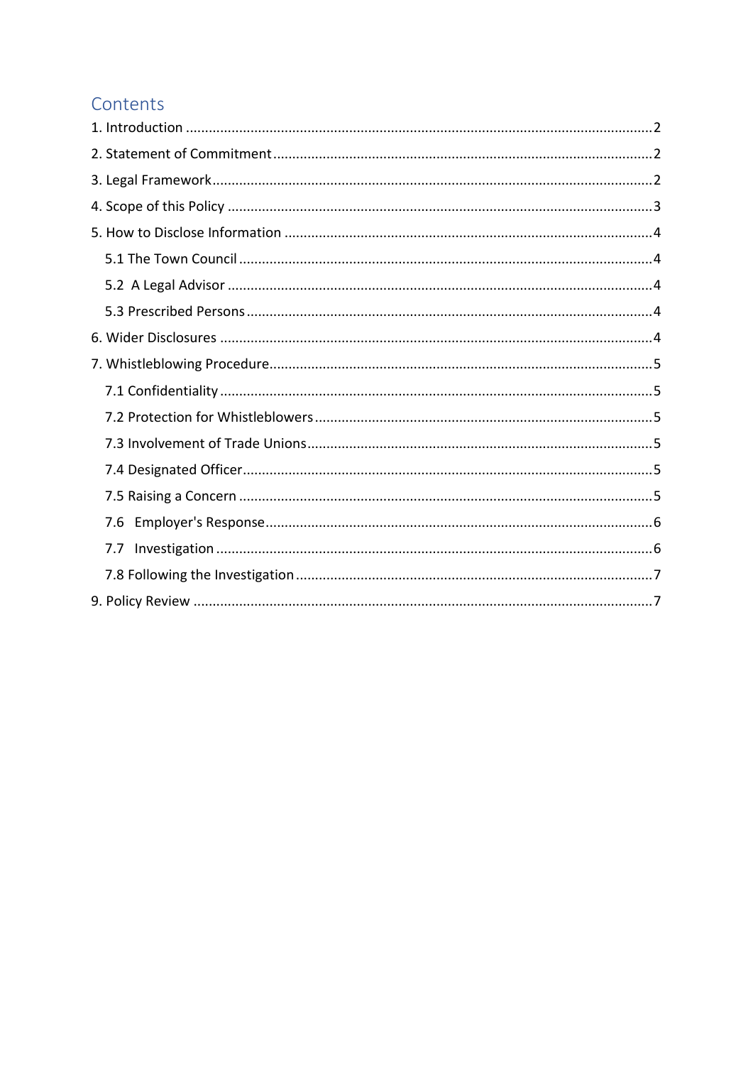# Contents

1. Introduction ........................................................................................................................2
2. Statement of Commitment ..................................................................................................2
3. Legal Framework.................................................................................................................2
4. Scope of this Policy .............................................................................................................3
5. How to Disclose Information ...............................................................................................4
   - 5.1 The Town Council .........................................................................................................4
   - 5.2 A Legal Advisor .............................................................................................................4
   - 5.3 Prescribed Persons .......................................................................................................4
6. Wider Disclosures ...............................................................................................................4
7. Whistleblowing Procedure...................................................................................................5
   - 7.1 Confidentiality ...............................................................................................................5
   - 7.2 Protection for Whistleblowers ......................................................................................5
   - 7.3 Involvement of Trade Unions ........................................................................................5
   - 7.4 Designated Officer.........................................................................................................5
   - 7.5 Raising a Concern .........................................................................................................5
   - 7.6 Employer's Response ....................................................................................................6
   - 7.7 Investigation .................................................................................................................6
   - 7.8 Following the Investigation ...........................................................................................7
9. Policy Review ......................................................................................................................7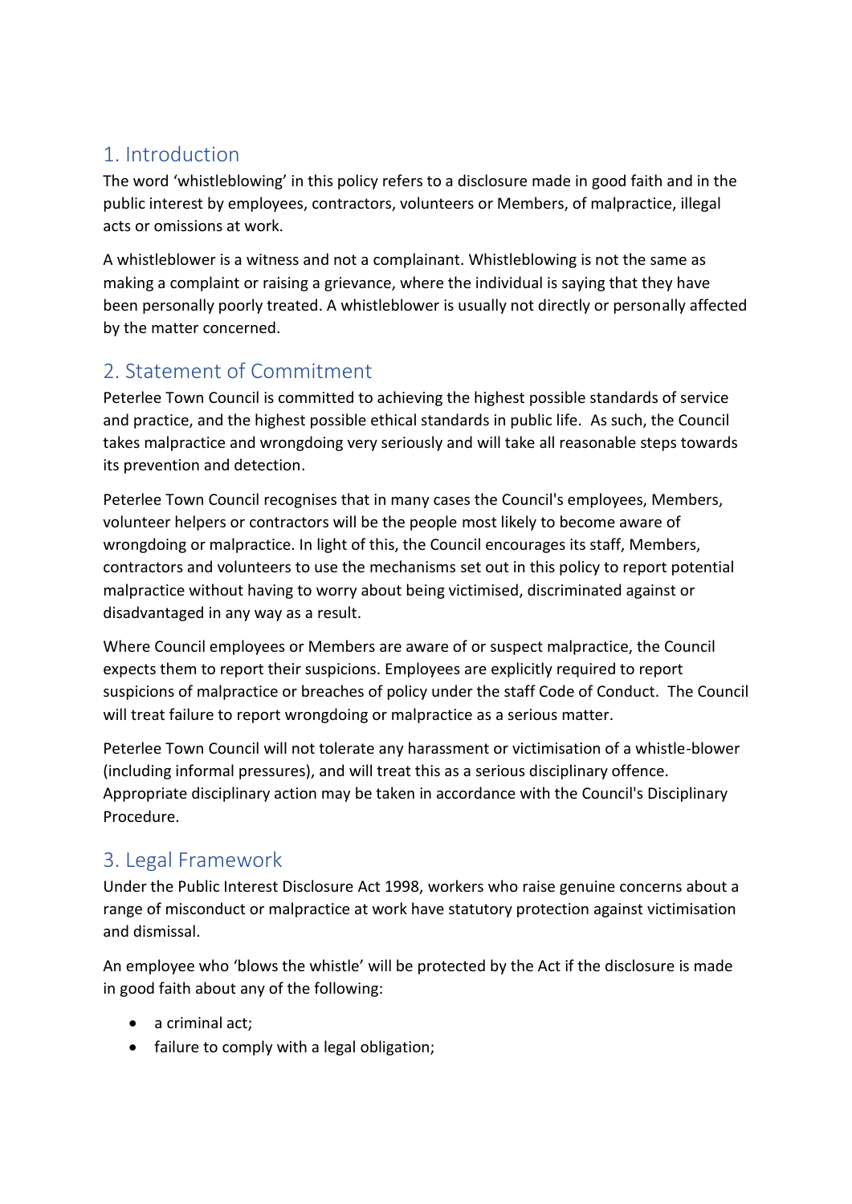## 1. Introduction

The word 'whistleblowing' in this policy refers to a disclosure made in good faith and in the public interest by employees, contractors, volunteers or Members, of malpractice, illegal acts or omissions at work.

A whistleblower is a witness and not a complainant. Whistleblowing is not the same as making a complaint or raising a grievance, where the individual is saying that they have been personally poorly treated. A whistleblower is usually not directly or personally affected by the matter concerned.

## 2. Statement of Commitment

Peterlee Town Council is committed to achieving the highest possible standards of service and practice, and the highest possible ethical standards in public life. As such, the Council takes malpractice and wrongdoing very seriously and will take all reasonable steps towards its prevention and detection.

Peterlee Town Council recognises that in many cases the Council's employees, Members, volunteer helpers or contractors will be the people most likely to become aware of wrongdoing or malpractice. In light of this, the Council encourages its staff, Members, contractors and volunteers to use the mechanisms set out in this policy to report potential malpractice without having to worry about being victimised, discriminated against or disadvantaged in any way as a result.

Where Council employees or Members are aware of or suspect malpractice, the Council expects them to report their suspicions. Employees are explicitly required to report suspicions of malpractice or breaches of policy under the staff Code of Conduct. The Council will treat failure to report wrongdoing or malpractice as a serious matter.

Peterlee Town Council will not tolerate any harassment or victimisation of a whistle-blower (including informal pressures), and will treat this as a serious disciplinary offence. Appropriate disciplinary action may be taken in accordance with the Council's Disciplinary Procedure.

## 3. Legal Framework

Under the Public Interest Disclosure Act 1998, workers who raise genuine concerns about a range of misconduct or malpractice at work have statutory protection against victimisation and dismissal.

An employee who 'blows the whistle' will be protected by the Act if the disclosure is made in good faith about any of the following:

- a criminal act;
- failure to comply with a legal obligation;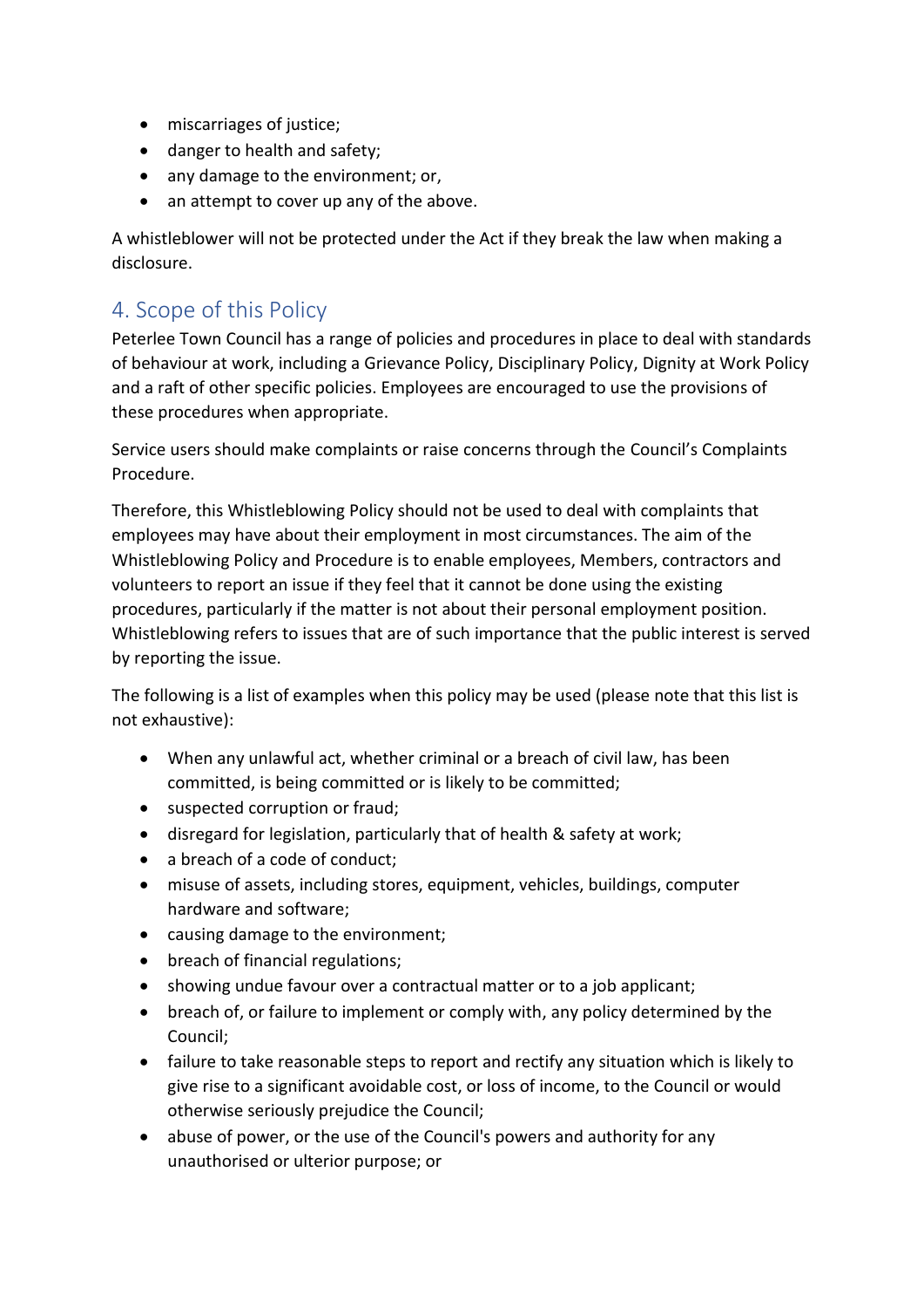- miscarriages of justice;
- danger to health and safety;
- any damage to the environment; or,
- an attempt to cover up any of the above.

A whistleblower will not be protected under the Act if they break the law when making a disclosure.

## 4. Scope of this Policy

Peterlee Town Council has a range of policies and procedures in place to deal with standards of behaviour at work, including a Grievance Policy, Disciplinary Policy, Dignity at Work Policy and a raft of other specific policies. Employees are encouraged to use the provisions of these procedures when appropriate.

Service users should make complaints or raise concerns through the Council's Complaints Procedure.

Therefore, this Whistleblowing Policy should not be used to deal with complaints that employees may have about their employment in most circumstances. The aim of the Whistleblowing Policy and Procedure is to enable employees, Members, contractors and volunteers to report an issue if they feel that it cannot be done using the existing procedures, particularly if the matter is not about their personal employment position. Whistleblowing refers to issues that are of such importance that the public interest is served by reporting the issue.

The following is a list of examples when this policy may be used (please note that this list is not exhaustive):

- When any unlawful act, whether criminal or a breach of civil law, has been committed, is being committed or is likely to be committed;
- suspected corruption or fraud;
- disregard for legislation, particularly that of health & safety at work;
- a breach of a code of conduct;
- misuse of assets, including stores, equipment, vehicles, buildings, computer hardware and software;
- causing damage to the environment;
- breach of financial regulations;
- showing undue favour over a contractual matter or to a job applicant;
- breach of, or failure to implement or comply with, any policy determined by the Council;
- failure to take reasonable steps to report and rectify any situation which is likely to give rise to a significant avoidable cost, or loss of income, to the Council or would otherwise seriously prejudice the Council;
- abuse of power, or the use of the Council's powers and authority for any unauthorised or ulterior purpose; or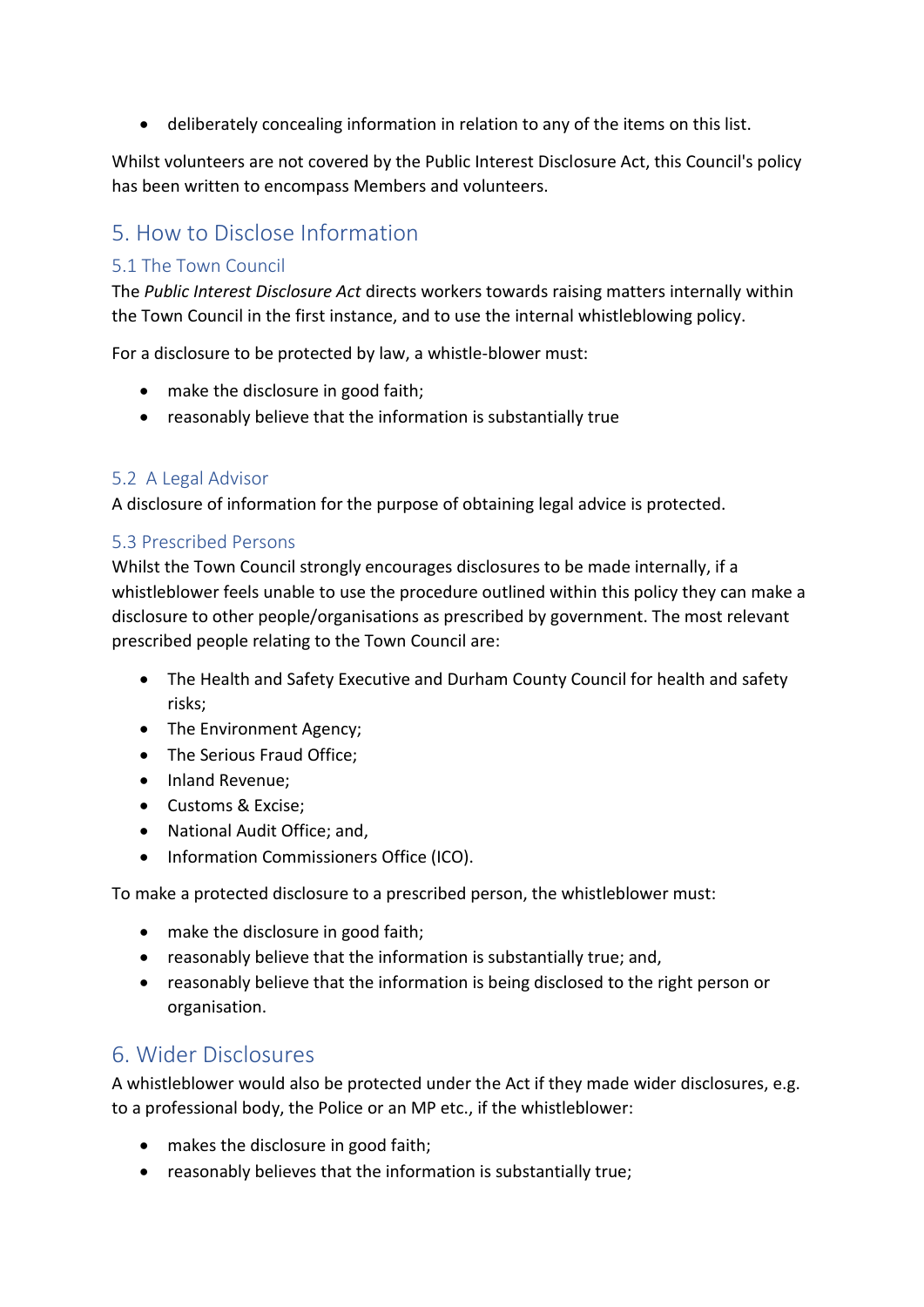- deliberately concealing information in relation to any of the items on this list.

Whilst volunteers are not covered by the Public Interest Disclosure Act, this Council's policy has been written to encompass Members and volunteers.

## 5. How to Disclose Information

### 5.1 The Town Council

The *Public Interest Disclosure Act* directs workers towards raising matters internally within the Town Council in the first instance, and to use the internal whistleblowing policy.

For a disclosure to be protected by law, a whistle-blower must:

- make the disclosure in good faith;
- reasonably believe that the information is substantially true

### 5.2 A Legal Advisor

A disclosure of information for the purpose of obtaining legal advice is protected.

### 5.3 Prescribed Persons

Whilst the Town Council strongly encourages disclosures to be made internally, if a whistleblower feels unable to use the procedure outlined within this policy they can make a disclosure to other people/organisations as prescribed by government. The most relevant prescribed people relating to the Town Council are:

- The Health and Safety Executive and Durham County Council for health and safety risks;
- The Environment Agency;
- The Serious Fraud Office;
- Inland Revenue;
- Customs & Excise;
- National Audit Office; and,
- Information Commissioners Office (ICO).

To make a protected disclosure to a prescribed person, the whistleblower must:

- make the disclosure in good faith;
- reasonably believe that the information is substantially true; and,
- reasonably believe that the information is being disclosed to the right person or organisation.

## 6. Wider Disclosures

A whistleblower would also be protected under the Act if they made wider disclosures, e.g. to a professional body, the Police or an MP etc., if the whistleblower:

- makes the disclosure in good faith;
- reasonably believes that the information is substantially true;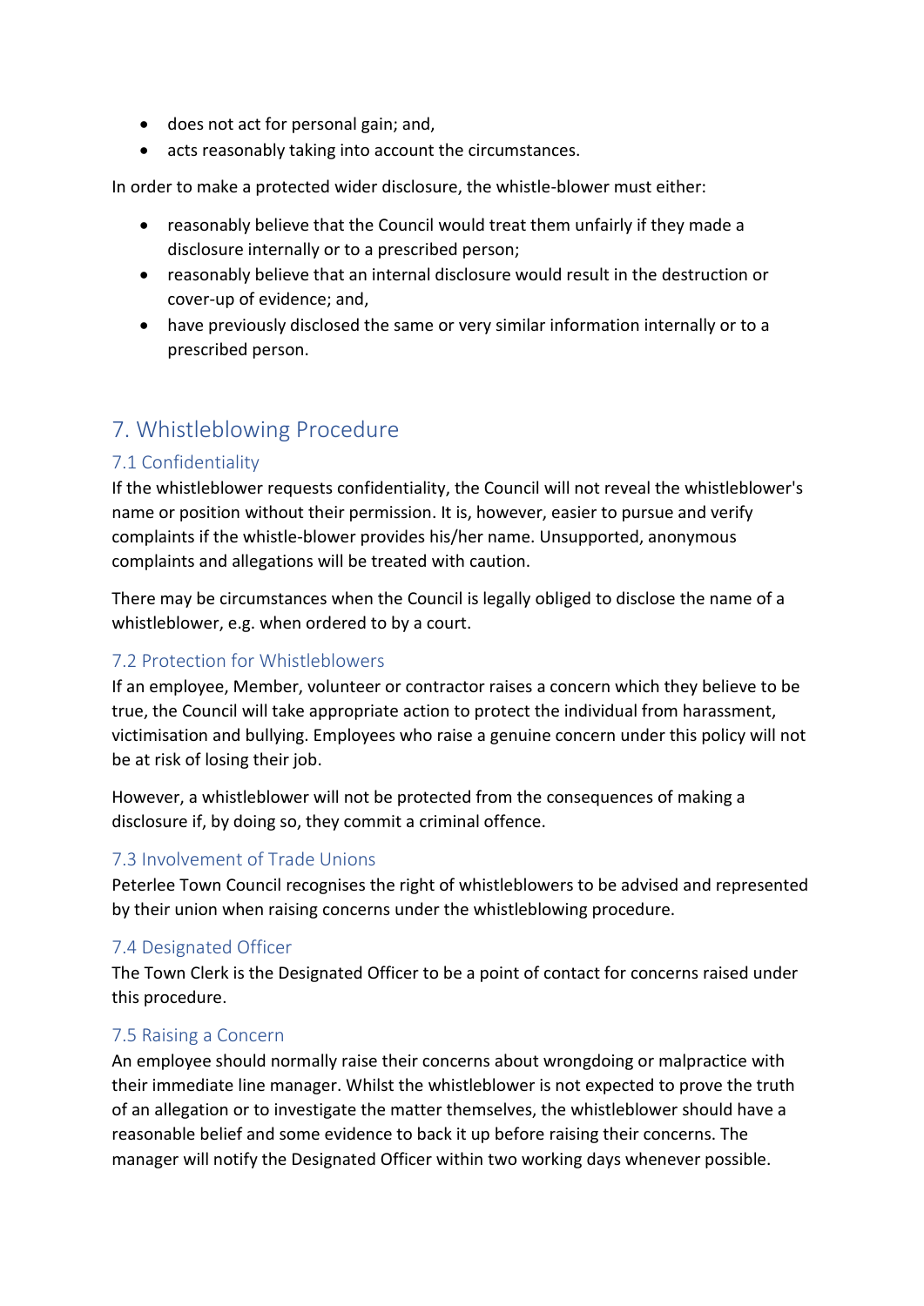- does not act for personal gain; and,
- acts reasonably taking into account the circumstances.

In order to make a protected wider disclosure, the whistle-blower must either:

- reasonably believe that the Council would treat them unfairly if they made a disclosure internally or to a prescribed person;
- reasonably believe that an internal disclosure would result in the destruction or cover-up of evidence; and,
- have previously disclosed the same or very similar information internally or to a prescribed person.

## 7. Whistleblowing Procedure

### 7.1 Confidentiality

If the whistleblower requests confidentiality, the Council will not reveal the whistleblower's name or position without their permission. It is, however, easier to pursue and verify complaints if the whistle-blower provides his/her name. Unsupported, anonymous complaints and allegations will be treated with caution.

There may be circumstances when the Council is legally obliged to disclose the name of a whistleblower, e.g. when ordered to by a court.

### 7.2 Protection for Whistleblowers

If an employee, Member, volunteer or contractor raises a concern which they believe to be true, the Council will take appropriate action to protect the individual from harassment, victimisation and bullying. Employees who raise a genuine concern under this policy will not be at risk of losing their job.

However, a whistleblower will not be protected from the consequences of making a disclosure if, by doing so, they commit a criminal offence.

### 7.3 Involvement of Trade Unions

Peterlee Town Council recognises the right of whistleblowers to be advised and represented by their union when raising concerns under the whistleblowing procedure.

### 7.4 Designated Officer

The Town Clerk is the Designated Officer to be a point of contact for concerns raised under this procedure.

### 7.5 Raising a Concern

An employee should normally raise their concerns about wrongdoing or malpractice with their immediate line manager. Whilst the whistleblower is not expected to prove the truth of an allegation or to investigate the matter themselves, the whistleblower should have a reasonable belief and some evidence to back it up before raising their concerns. The manager will notify the Designated Officer within two working days whenever possible.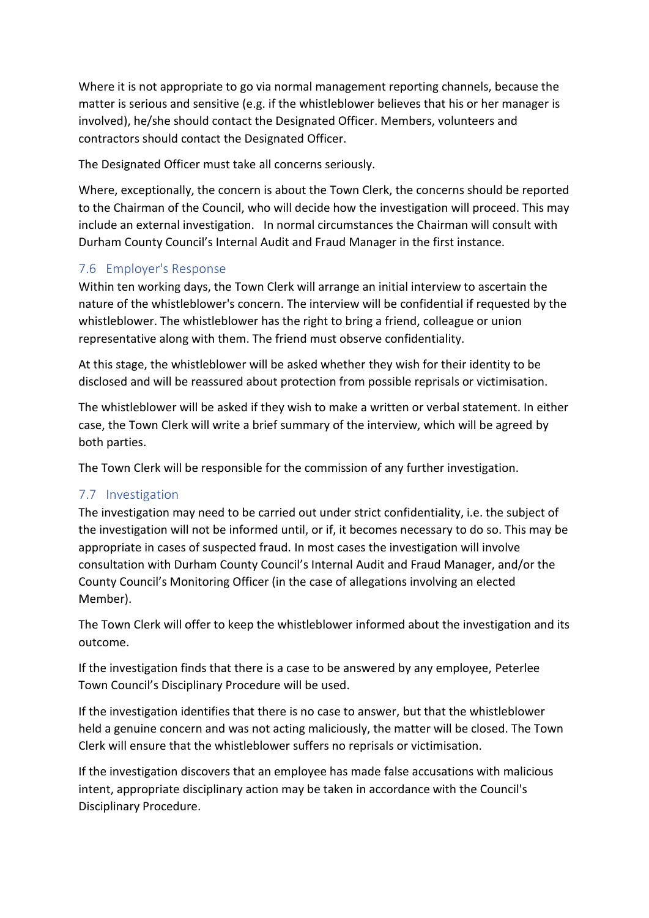Where it is not appropriate to go via normal management reporting channels, because the matter is serious and sensitive (e.g. if the whistleblower believes that his or her manager is involved), he/she should contact the Designated Officer. Members, volunteers and contractors should contact the Designated Officer.

The Designated Officer must take all concerns seriously.

Where, exceptionally, the concern is about the Town Clerk, the concerns should be reported to the Chairman of the Council, who will decide how the investigation will proceed. This may include an external investigation. In normal circumstances the Chairman will consult with Durham County Council's Internal Audit and Fraud Manager in the first instance.

### 7.6 Employer's Response

Within ten working days, the Town Clerk will arrange an initial interview to ascertain the nature of the whistleblower's concern. The interview will be confidential if requested by the whistleblower. The whistleblower has the right to bring a friend, colleague or union representative along with them. The friend must observe confidentiality.

At this stage, the whistleblower will be asked whether they wish for their identity to be disclosed and will be reassured about protection from possible reprisals or victimisation.

The whistleblower will be asked if they wish to make a written or verbal statement. In either case, the Town Clerk will write a brief summary of the interview, which will be agreed by both parties.

The Town Clerk will be responsible for the commission of any further investigation.

### 7.7 Investigation

The investigation may need to be carried out under strict confidentiality, i.e. the subject of the investigation will not be informed until, or if, it becomes necessary to do so. This may be appropriate in cases of suspected fraud. In most cases the investigation will involve consultation with Durham County Council's Internal Audit and Fraud Manager, and/or the County Council's Monitoring Officer (in the case of allegations involving an elected Member).

The Town Clerk will offer to keep the whistleblower informed about the investigation and its outcome.

If the investigation finds that there is a case to be answered by any employee, Peterlee Town Council's Disciplinary Procedure will be used.

If the investigation identifies that there is no case to answer, but that the whistleblower held a genuine concern and was not acting maliciously, the matter will be closed. The Town Clerk will ensure that the whistleblower suffers no reprisals or victimisation.

If the investigation discovers that an employee has made false accusations with malicious intent, appropriate disciplinary action may be taken in accordance with the Council's Disciplinary Procedure.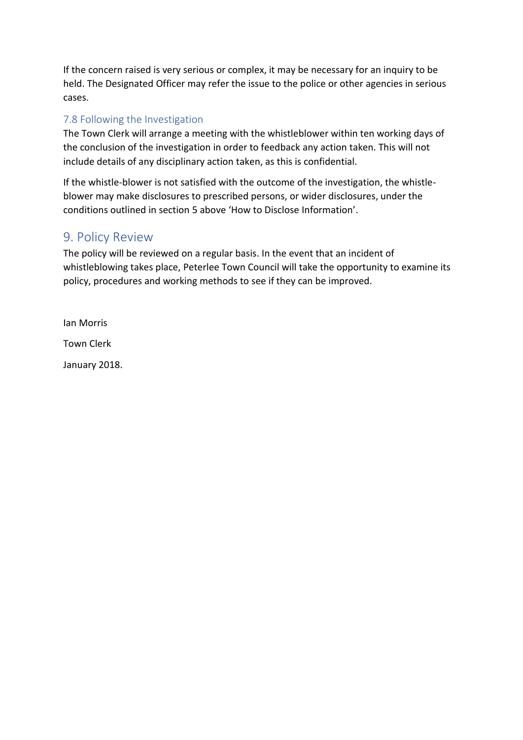If the concern raised is very serious or complex, it may be necessary for an inquiry to be held. The Designated Officer may refer the issue to the police or other agencies in serious cases.

### 7.8 Following the Investigation

The Town Clerk will arrange a meeting with the whistleblower within ten working days of the conclusion of the investigation in order to feedback any action taken. This will not include details of any disciplinary action taken, as this is confidential.

If the whistle-blower is not satisfied with the outcome of the investigation, the whistle-blower may make disclosures to prescribed persons, or wider disclosures, under the conditions outlined in section 5 above 'How to Disclose Information'.

## 9. Policy Review

The policy will be reviewed on a regular basis. In the event that an incident of whistleblowing takes place, Peterlee Town Council will take the opportunity to examine its policy, procedures and working methods to see if they can be improved.

Ian Morris

Town Clerk

January 2018.